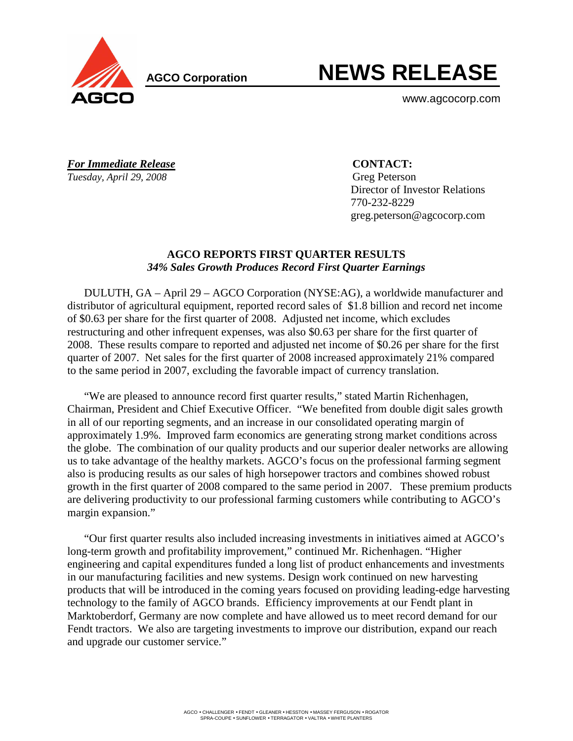AGCO Corporation

# NEWS RELEASE

www.agcocorp.com

***For Immediate Release***
*Tuesday, April 29, 2008*

**CONTACT:**
Greg Peterson
Director of Investor Relations
770-232-8229
greg.peterson@agcocorp.com

## AGCO REPORTS FIRST QUARTER RESULTS
***34% Sales Growth Produces Record First Quarter Earnings***

DULUTH, GA – April 29 – AGCO Corporation (NYSE:AG), a worldwide manufacturer and distributor of agricultural equipment, reported record sales of $1.8 billion and record net income of $0.63 per share for the first quarter of 2008. Adjusted net income, which excludes restructuring and other infrequent expenses, was also $0.63 per share for the first quarter of 2008. These results compare to reported and adjusted net income of $0.26 per share for the first quarter of 2007. Net sales for the first quarter of 2008 increased approximately 21% compared to the same period in 2007, excluding the favorable impact of currency translation.

"We are pleased to announce record first quarter results," stated Martin Richenhagen, Chairman, President and Chief Executive Officer. "We benefited from double digit sales growth in all of our reporting segments, and an increase in our consolidated operating margin of approximately 1.9%. Improved farm economics are generating strong market conditions across the globe. The combination of our quality products and our superior dealer networks are allowing us to take advantage of the healthy markets. AGCO's focus on the professional farming segment also is producing results as our sales of high horsepower tractors and combines showed robust growth in the first quarter of 2008 compared to the same period in 2007. These premium products are delivering productivity to our professional farming customers while contributing to AGCO's margin expansion."

"Our first quarter results also included increasing investments in initiatives aimed at AGCO's long-term growth and profitability improvement," continued Mr. Richenhagen. "Higher engineering and capital expenditures funded a long list of product enhancements and investments in our manufacturing facilities and new systems. Design work continued on new harvesting products that will be introduced in the coming years focused on providing leading-edge harvesting technology to the family of AGCO brands. Efficiency improvements at our Fendt plant in Marktoberdorf, Germany are now complete and have allowed us to meet record demand for our Fendt tractors. We also are targeting investments to improve our distribution, expand our reach and upgrade our customer service."

AGCO • CHALLENGER • FENDT • GLEANER • HESSTON • MASSEY FERGUSON • ROGATOR
SPRA-COUPE • SUNFLOWER • TERRAGATOR • VALTRA • WHITE PLANTERS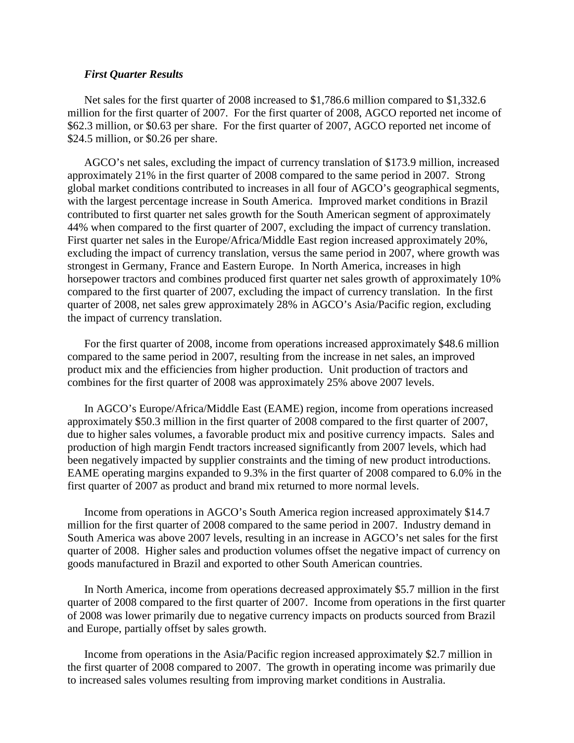***First Quarter Results***

Net sales for the first quarter of 2008 increased to $1,786.6 million compared to $1,332.6 million for the first quarter of 2007. For the first quarter of 2008, AGCO reported net income of $62.3 million, or $0.63 per share. For the first quarter of 2007, AGCO reported net income of $24.5 million, or $0.26 per share.

AGCO's net sales, excluding the impact of currency translation of $173.9 million, increased approximately 21% in the first quarter of 2008 compared to the same period in 2007. Strong global market conditions contributed to increases in all four of AGCO's geographical segments, with the largest percentage increase in South America. Improved market conditions in Brazil contributed to first quarter net sales growth for the South American segment of approximately 44% when compared to the first quarter of 2007, excluding the impact of currency translation. First quarter net sales in the Europe/Africa/Middle East region increased approximately 20%, excluding the impact of currency translation, versus the same period in 2007, where growth was strongest in Germany, France and Eastern Europe. In North America, increases in high horsepower tractors and combines produced first quarter net sales growth of approximately 10% compared to the first quarter of 2007, excluding the impact of currency translation. In the first quarter of 2008, net sales grew approximately 28% in AGCO's Asia/Pacific region, excluding the impact of currency translation.

For the first quarter of 2008, income from operations increased approximately $48.6 million compared to the same period in 2007, resulting from the increase in net sales, an improved product mix and the efficiencies from higher production. Unit production of tractors and combines for the first quarter of 2008 was approximately 25% above 2007 levels.

In AGCO's Europe/Africa/Middle East (EAME) region, income from operations increased approximately $50.3 million in the first quarter of 2008 compared to the first quarter of 2007, due to higher sales volumes, a favorable product mix and positive currency impacts. Sales and production of high margin Fendt tractors increased significantly from 2007 levels, which had been negatively impacted by supplier constraints and the timing of new product introductions. EAME operating margins expanded to 9.3% in the first quarter of 2008 compared to 6.0% in the first quarter of 2007 as product and brand mix returned to more normal levels.

Income from operations in AGCO's South America region increased approximately $14.7 million for the first quarter of 2008 compared to the same period in 2007. Industry demand in South America was above 2007 levels, resulting in an increase in AGCO's net sales for the first quarter of 2008. Higher sales and production volumes offset the negative impact of currency on goods manufactured in Brazil and exported to other South American countries.

In North America, income from operations decreased approximately $5.7 million in the first quarter of 2008 compared to the first quarter of 2007. Income from operations in the first quarter of 2008 was lower primarily due to negative currency impacts on products sourced from Brazil and Europe, partially offset by sales growth.

Income from operations in the Asia/Pacific region increased approximately $2.7 million in the first quarter of 2008 compared to 2007. The growth in operating income was primarily due to increased sales volumes resulting from improving market conditions in Australia.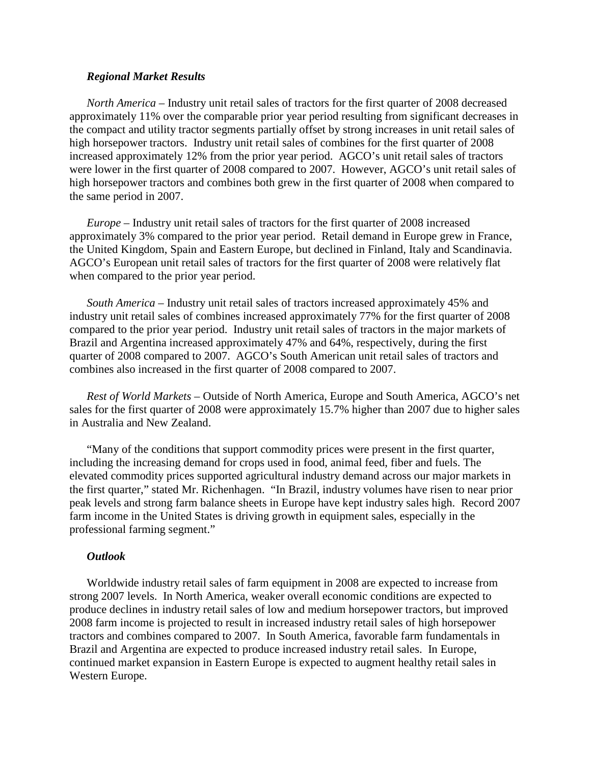### *Regional Market Results*

*North America* – Industry unit retail sales of tractors for the first quarter of 2008 decreased approximately 11% over the comparable prior year period resulting from significant decreases in the compact and utility tractor segments partially offset by strong increases in unit retail sales of high horsepower tractors. Industry unit retail sales of combines for the first quarter of 2008 increased approximately 12% from the prior year period. AGCO's unit retail sales of tractors were lower in the first quarter of 2008 compared to 2007. However, AGCO's unit retail sales of high horsepower tractors and combines both grew in the first quarter of 2008 when compared to the same period in 2007.

*Europe* – Industry unit retail sales of tractors for the first quarter of 2008 increased approximately 3% compared to the prior year period. Retail demand in Europe grew in France, the United Kingdom, Spain and Eastern Europe, but declined in Finland, Italy and Scandinavia. AGCO's European unit retail sales of tractors for the first quarter of 2008 were relatively flat when compared to the prior year period.

*South America* – Industry unit retail sales of tractors increased approximately 45% and industry unit retail sales of combines increased approximately 77% for the first quarter of 2008 compared to the prior year period. Industry unit retail sales of tractors in the major markets of Brazil and Argentina increased approximately 47% and 64%, respectively, during the first quarter of 2008 compared to 2007. AGCO's South American unit retail sales of tractors and combines also increased in the first quarter of 2008 compared to 2007.

*Rest of World Markets* – Outside of North America, Europe and South America, AGCO's net sales for the first quarter of 2008 were approximately 15.7% higher than 2007 due to higher sales in Australia and New Zealand.

"Many of the conditions that support commodity prices were present in the first quarter, including the increasing demand for crops used in food, animal feed, fiber and fuels. The elevated commodity prices supported agricultural industry demand across our major markets in the first quarter," stated Mr. Richenhagen. "In Brazil, industry volumes have risen to near prior peak levels and strong farm balance sheets in Europe have kept industry sales high. Record 2007 farm income in the United States is driving growth in equipment sales, especially in the professional farming segment."

### *Outlook*

Worldwide industry retail sales of farm equipment in 2008 are expected to increase from strong 2007 levels. In North America, weaker overall economic conditions are expected to produce declines in industry retail sales of low and medium horsepower tractors, but improved 2008 farm income is projected to result in increased industry retail sales of high horsepower tractors and combines compared to 2007. In South America, favorable farm fundamentals in Brazil and Argentina are expected to produce increased industry retail sales. In Europe, continued market expansion in Eastern Europe is expected to augment healthy retail sales in Western Europe.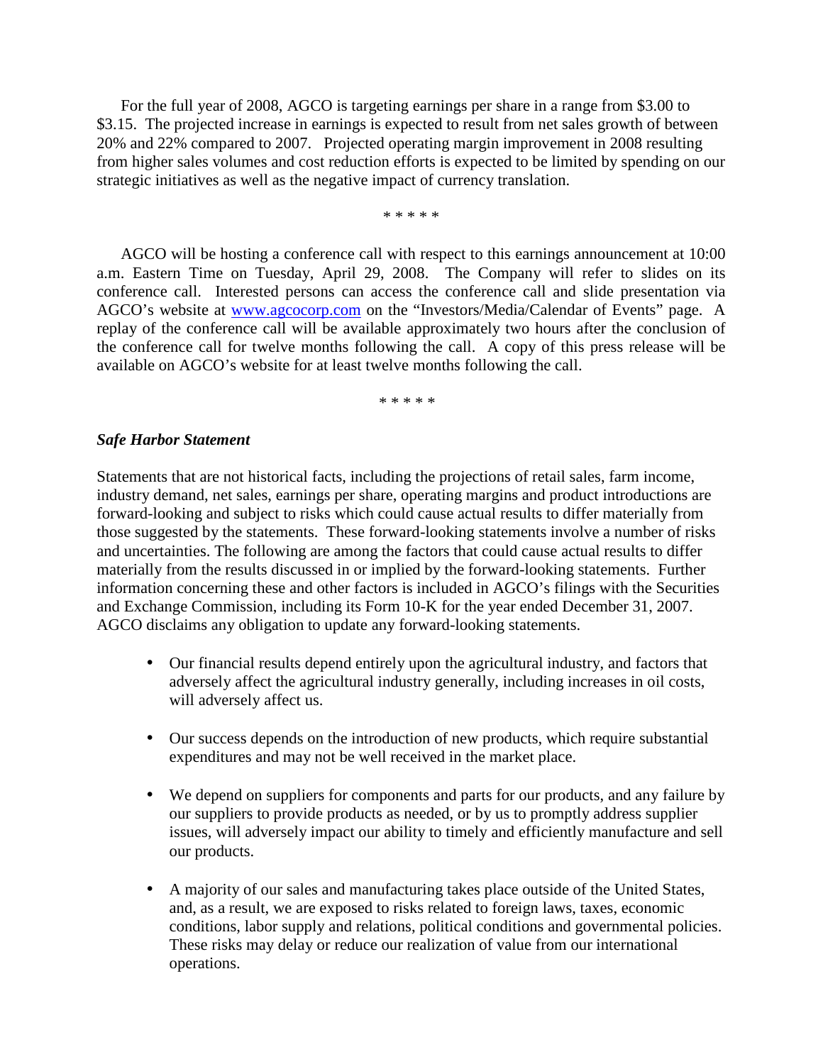For the full year of 2008, AGCO is targeting earnings per share in a range from $3.00 to $3.15. The projected increase in earnings is expected to result from net sales growth of between 20% and 22% compared to 2007. Projected operating margin improvement in 2008 resulting from higher sales volumes and cost reduction efforts is expected to be limited by spending on our strategic initiatives as well as the negative impact of currency translation.

\* \* \* \* \*

AGCO will be hosting a conference call with respect to this earnings announcement at 10:00 a.m. Eastern Time on Tuesday, April 29, 2008. The Company will refer to slides on its conference call. Interested persons can access the conference call and slide presentation via AGCO's website at [www.agcocorp.com](http://www.agcocorp.com) on the "Investors/Media/Calendar of Events" page. A replay of the conference call will be available approximately two hours after the conclusion of the conference call for twelve months following the call. A copy of this press release will be available on AGCO's website for at least twelve months following the call.

\* \* \* \* \*

***Safe Harbor Statement***

Statements that are not historical facts, including the projections of retail sales, farm income, industry demand, net sales, earnings per share, operating margins and product introductions are forward-looking and subject to risks which could cause actual results to differ materially from those suggested by the statements. These forward-looking statements involve a number of risks and uncertainties. The following are among the factors that could cause actual results to differ materially from the results discussed in or implied by the forward-looking statements. Further information concerning these and other factors is included in AGCO's filings with the Securities and Exchange Commission, including its Form 10-K for the year ended December 31, 2007. AGCO disclaims any obligation to update any forward-looking statements.

- Our financial results depend entirely upon the agricultural industry, and factors that adversely affect the agricultural industry generally, including increases in oil costs, will adversely affect us.
- Our success depends on the introduction of new products, which require substantial expenditures and may not be well received in the market place.
- We depend on suppliers for components and parts for our products, and any failure by our suppliers to provide products as needed, or by us to promptly address supplier issues, will adversely impact our ability to timely and efficiently manufacture and sell our products.
- A majority of our sales and manufacturing takes place outside of the United States, and, as a result, we are exposed to risks related to foreign laws, taxes, economic conditions, labor supply and relations, political conditions and governmental policies. These risks may delay or reduce our realization of value from our international operations.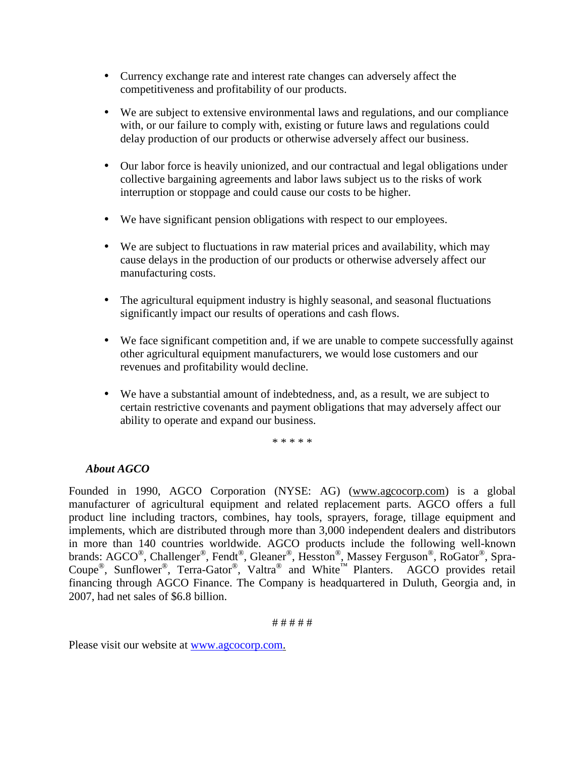- Currency exchange rate and interest rate changes can adversely affect the competitiveness and profitability of our products.

- We are subject to extensive environmental laws and regulations, and our compliance with, or our failure to comply with, existing or future laws and regulations could delay production of our products or otherwise adversely affect our business.

- Our labor force is heavily unionized, and our contractual and legal obligations under collective bargaining agreements and labor laws subject us to the risks of work interruption or stoppage and could cause our costs to be higher.

- We have significant pension obligations with respect to our employees.

- We are subject to fluctuations in raw material prices and availability, which may cause delays in the production of our products or otherwise adversely affect our manufacturing costs.

- The agricultural equipment industry is highly seasonal, and seasonal fluctuations significantly impact our results of operations and cash flows.

- We face significant competition and, if we are unable to compete successfully against other agricultural equipment manufacturers, we would lose customers and our revenues and profitability would decline.

- We have a substantial amount of indebtedness, and, as a result, we are subject to certain restrictive covenants and payment obligations that may adversely affect our ability to operate and expand our business.

\* \* \* \* \*

***About AGCO***

Founded in 1990, AGCO Corporation (NYSE: AG) (www.agcocorp.com) is a global manufacturer of agricultural equipment and related replacement parts. AGCO offers a full product line including tractors, combines, hay tools, sprayers, forage, tillage equipment and implements, which are distributed through more than 3,000 independent dealers and distributors in more than 140 countries worldwide. AGCO products include the following well-known brands: AGCO®, Challenger®, Fendt®, Gleaner®, Hesston®, Massey Ferguson®, RoGator®, Spra-Coupe®, Sunflower®, Terra-Gator®, Valtra® and White™ Planters. AGCO provides retail financing through AGCO Finance. The Company is headquartered in Duluth, Georgia and, in 2007, had net sales of $6.8 billion.

\# # # # #

Please visit our website at www.agcocorp.com.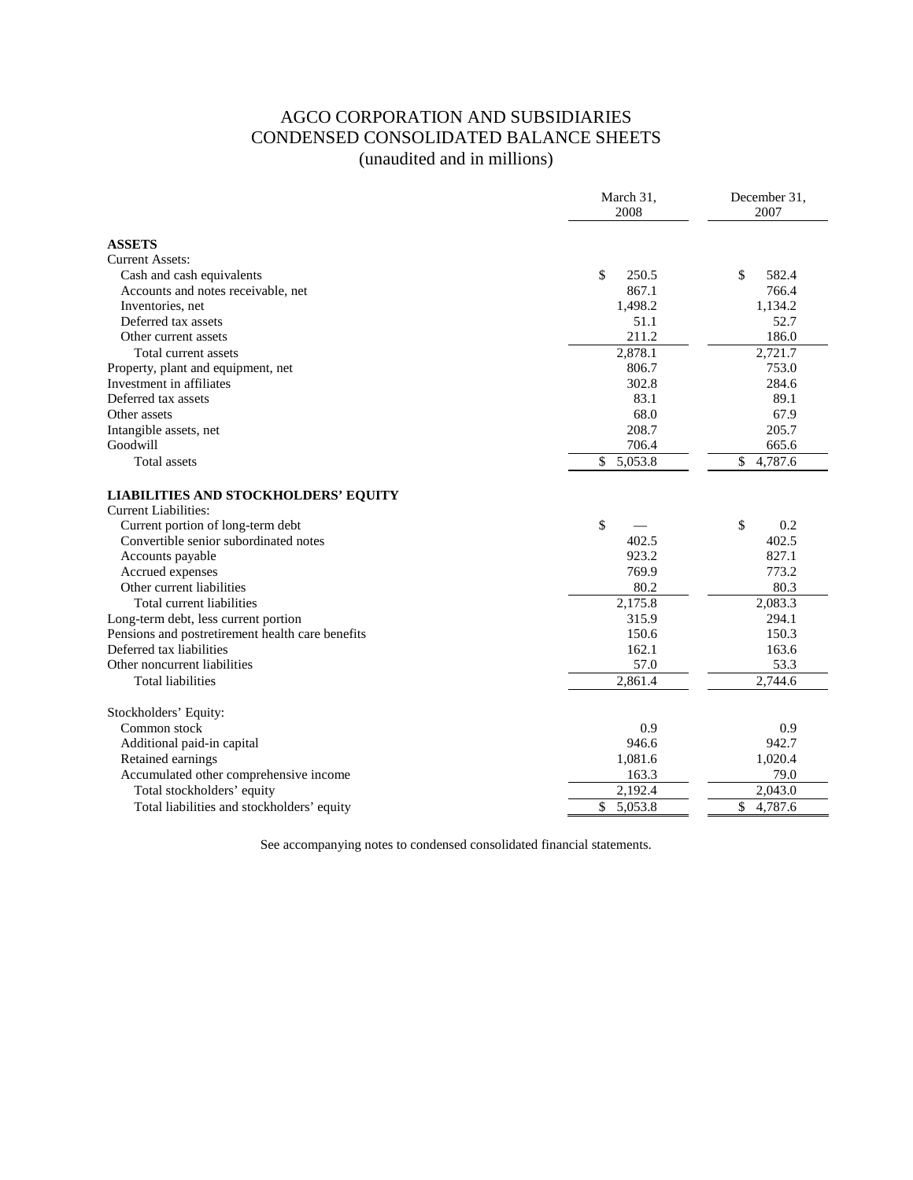# AGCO CORPORATION AND SUBSIDIARIES
# CONDENSED CONSOLIDATED BALANCE SHEETS
## (unaudited and in millions)

| | March 31, 2008 | December 31, 2007 |
|---|---|---|
| **ASSETS** | | |
| Current Assets: | | |
| Cash and cash equivalents | $ 250.5 | $ 582.4 |
| Accounts and notes receivable, net | 867.1 | 766.4 |
| Inventories, net | 1,498.2 | 1,134.2 |
| Deferred tax assets | 51.1 | 52.7 |
| Other current assets | 211.2 | 186.0 |
| Total current assets | 2,878.1 | 2,721.7 |
| Property, plant and equipment, net | 806.7 | 753.0 |
| Investment in affiliates | 302.8 | 284.6 |
| Deferred tax assets | 83.1 | 89.1 |
| Other assets | 68.0 | 67.9 |
| Intangible assets, net | 208.7 | 205.7 |
| Goodwill | 706.4 | 665.6 |
| Total assets | $ 5,053.8 | $ 4,787.6 |
| **LIABILITIES AND STOCKHOLDERS' EQUITY** | | |
| Current Liabilities: | | |
| Current portion of long-term debt | $ — | $ 0.2 |
| Convertible senior subordinated notes | 402.5 | 402.5 |
| Accounts payable | 923.2 | 827.1 |
| Accrued expenses | 769.9 | 773.2 |
| Other current liabilities | 80.2 | 80.3 |
| Total current liabilities | 2,175.8 | 2,083.3 |
| Long-term debt, less current portion | 315.9 | 294.1 |
| Pensions and postretirement health care benefits | 150.6 | 150.3 |
| Deferred tax liabilities | 162.1 | 163.6 |
| Other noncurrent liabilities | 57.0 | 53.3 |
| Total liabilities | 2,861.4 | 2,744.6 |
| Stockholders' Equity: | | |
| Common stock | 0.9 | 0.9 |
| Additional paid-in capital | 946.6 | 942.7 |
| Retained earnings | 1,081.6 | 1,020.4 |
| Accumulated other comprehensive income | 163.3 | 79.0 |
| Total stockholders' equity | 2,192.4 | 2,043.0 |
| Total liabilities and stockholders' equity | $ 5,053.8 | $ 4,787.6 |

See accompanying notes to condensed consolidated financial statements.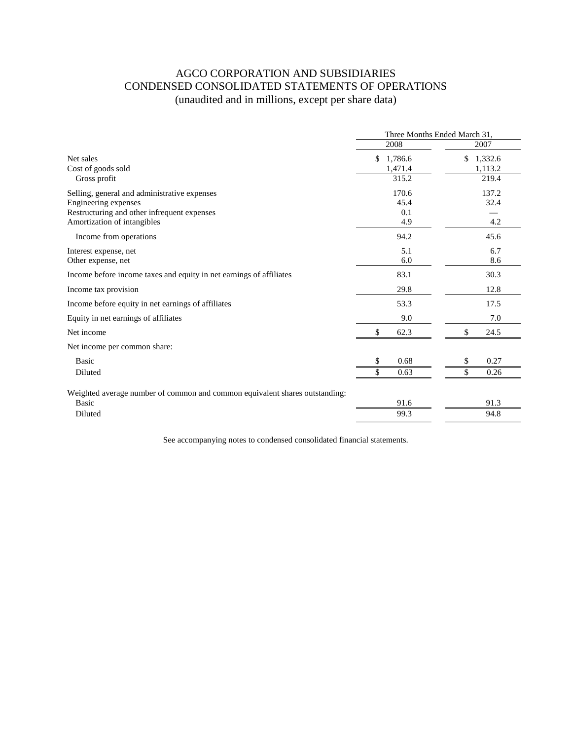# AGCO CORPORATION AND SUBSIDIARIES
# CONDENSED CONSOLIDATED STATEMENTS OF OPERATIONS
(unaudited and in millions, except per share data)

| | Three Months Ended March 31, | |
|---|---|---|
| | 2008 | 2007 |
| Net sales | $ 1,786.6 | $ 1,332.6 |
| Cost of goods sold | 1,471.4 | 1,113.2 |
| Gross profit | 315.2 | 219.4 |
| Selling, general and administrative expenses | 170.6 | 137.2 |
| Engineering expenses | 45.4 | 32.4 |
| Restructuring and other infrequent expenses | 0.1 | — |
| Amortization of intangibles | 4.9 | 4.2 |
| Income from operations | 94.2 | 45.6 |
| Interest expense, net | 5.1 | 6.7 |
| Other expense, net | 6.0 | 8.6 |
| Income before income taxes and equity in net earnings of affiliates | 83.1 | 30.3 |
| Income tax provision | 29.8 | 12.8 |
| Income before equity in net earnings of affiliates | 53.3 | 17.5 |
| Equity in net earnings of affiliates | 9.0 | 7.0 |
| Net income | $ 62.3 | $ 24.5 |
| Net income per common share: | | |
| Basic | $ 0.68 | $ 0.27 |
| Diluted | $ 0.63 | $ 0.26 |
| Weighted average number of common and common equivalent shares outstanding: | | |
| Basic | 91.6 | 91.3 |
| Diluted | 99.3 | 94.8 |

See accompanying notes to condensed consolidated financial statements.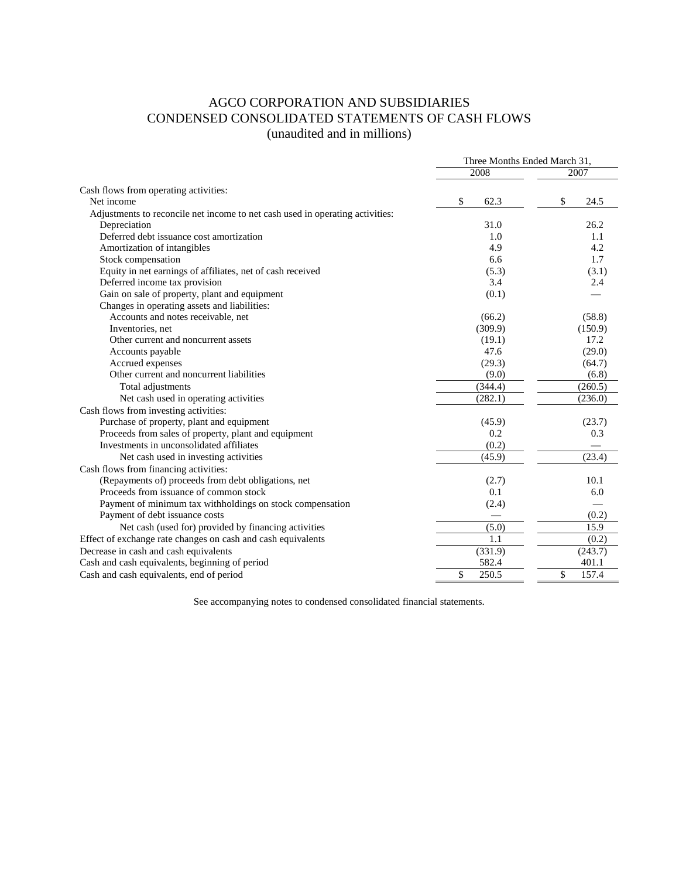# AGCO CORPORATION AND SUBSIDIARIES
## CONDENSED CONSOLIDATED STATEMENTS OF CASH FLOWS
### (unaudited and in millions)

| | Three Months Ended March 31, | |
|---|---|---|
| | 2008 | 2007 |
| Cash flows from operating activities: | | |
| Net income | $ 62.3 | $ 24.5 |
| Adjustments to reconcile net income to net cash used in operating activities: | | |
| Depreciation | 31.0 | 26.2 |
| Deferred debt issuance cost amortization | 1.0 | 1.1 |
| Amortization of intangibles | 4.9 | 4.2 |
| Stock compensation | 6.6 | 1.7 |
| Equity in net earnings of affiliates, net of cash received | (5.3) | (3.1) |
| Deferred income tax provision | 3.4 | 2.4 |
| Gain on sale of property, plant and equipment | (0.1) | — |
| Changes in operating assets and liabilities: | | |
| Accounts and notes receivable, net | (66.2) | (58.8) |
| Inventories, net | (309.9) | (150.9) |
| Other current and noncurrent assets | (19.1) | 17.2 |
| Accounts payable | 47.6 | (29.0) |
| Accrued expenses | (29.3) | (64.7) |
| Other current and noncurrent liabilities | (9.0) | (6.8) |
| Total adjustments | (344.4) | (260.5) |
| Net cash used in operating activities | (282.1) | (236.0) |
| Cash flows from investing activities: | | |
| Purchase of property, plant and equipment | (45.9) | (23.7) |
| Proceeds from sales of property, plant and equipment | 0.2 | 0.3 |
| Investments in unconsolidated affiliates | (0.2) | — |
| Net cash used in investing activities | (45.9) | (23.4) |
| Cash flows from financing activities: | | |
| (Repayments of) proceeds from debt obligations, net | (2.7) | 10.1 |
| Proceeds from issuance of common stock | 0.1 | 6.0 |
| Payment of minimum tax withholdings on stock compensation | (2.4) | — |
| Payment of debt issuance costs | — | (0.2) |
| Net cash (used for) provided by financing activities | (5.0) | 15.9 |
| Effect of exchange rate changes on cash and cash equivalents | 1.1 | (0.2) |
| Decrease in cash and cash equivalents | (331.9) | (243.7) |
| Cash and cash equivalents, beginning of period | 582.4 | 401.1 |
| Cash and cash equivalents, end of period | $ 250.5 | $ 157.4 |

See accompanying notes to condensed consolidated financial statements.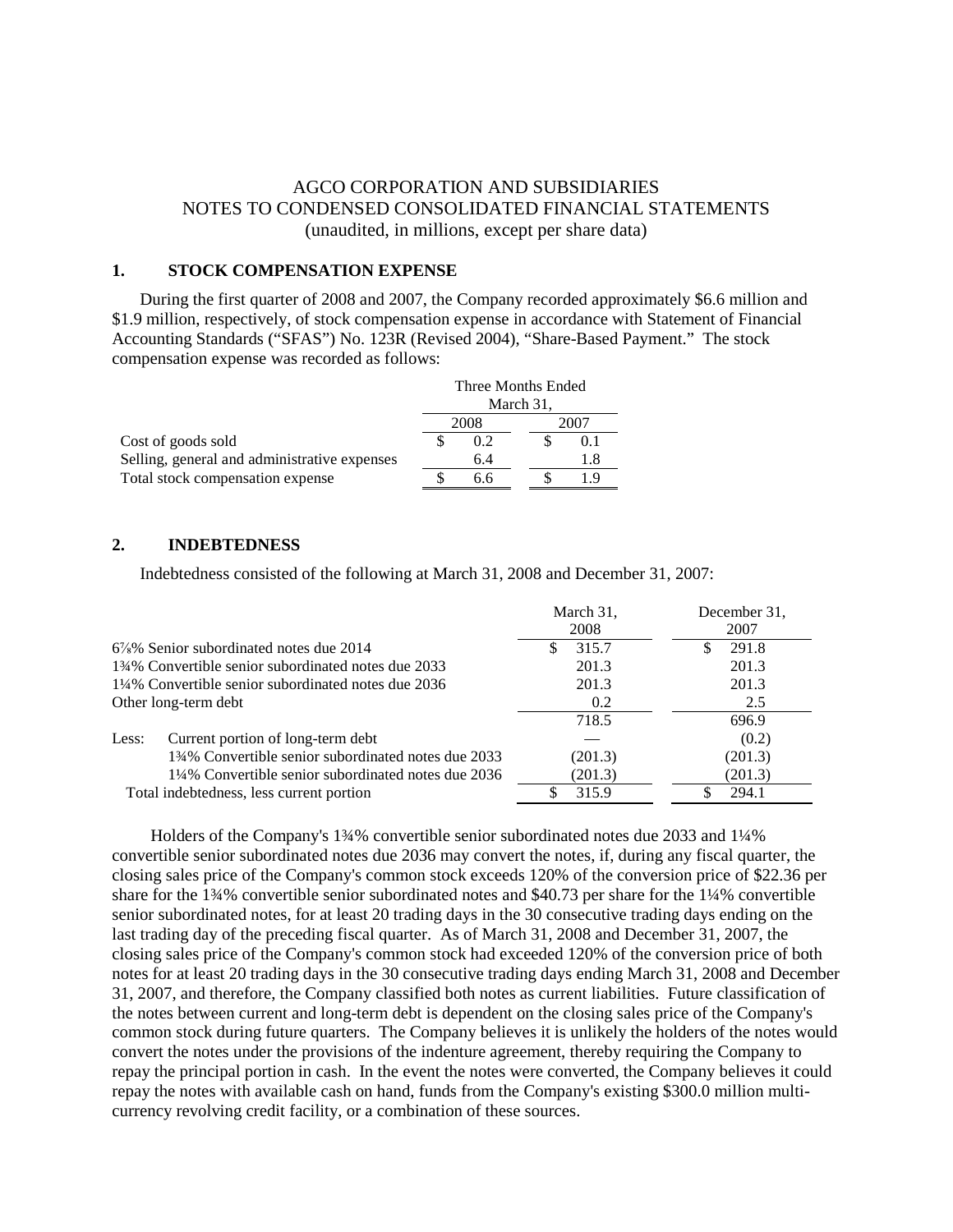# AGCO CORPORATION AND SUBSIDIARIES
## NOTES TO CONDENSED CONSOLIDATED FINANCIAL STATEMENTS
### (unaudited, in millions, except per share data)

## 1. STOCK COMPENSATION EXPENSE

During the first quarter of 2008 and 2007, the Company recorded approximately $6.6 million and $1.9 million, respectively, of stock compensation expense in accordance with Statement of Financial Accounting Standards ("SFAS") No. 123R (Revised 2004), "Share-Based Payment." The stock compensation expense was recorded as follows:

| | Three Months Ended March 31, | |
|---|---|---|
| | 2008 | 2007 |
| Cost of goods sold | $ 0.2 | $ 0.1 |
| Selling, general and administrative expenses | 6.4 | 1.8 |
| Total stock compensation expense | $ 6.6 | $ 1.9 |

## 2. INDEBTEDNESS

Indebtedness consisted of the following at March 31, 2008 and December 31, 2007:

| | March 31, 2008 | December 31, 2007 |
|---|---|---|
| 6⅞% Senior subordinated notes due 2014 | $ 315.7 | $ 291.8 |
| 1¾% Convertible senior subordinated notes due 2033 | 201.3 | 201.3 |
| 1¼% Convertible senior subordinated notes due 2036 | 201.3 | 201.3 |
| Other long-term debt | 0.2 | 2.5 |
| | 718.5 | 696.9 |
| Less: Current portion of long-term debt | — | (0.2) |
| 1¾% Convertible senior subordinated notes due 2033 | (201.3) | (201.3) |
| 1¼% Convertible senior subordinated notes due 2036 | (201.3) | (201.3) |
| Total indebtedness, less current portion | $ 315.9 | $ 294.1 |

Holders of the Company's 1¾% convertible senior subordinated notes due 2033 and 1¼% convertible senior subordinated notes due 2036 may convert the notes, if, during any fiscal quarter, the closing sales price of the Company's common stock exceeds 120% of the conversion price of $22.36 per share for the 1¾% convertible senior subordinated notes and $40.73 per share for the 1¼% convertible senior subordinated notes, for at least 20 trading days in the 30 consecutive trading days ending on the last trading day of the preceding fiscal quarter. As of March 31, 2008 and December 31, 2007, the closing sales price of the Company's common stock had exceeded 120% of the conversion price of both notes for at least 20 trading days in the 30 consecutive trading days ending March 31, 2008 and December 31, 2007, and therefore, the Company classified both notes as current liabilities. Future classification of the notes between current and long-term debt is dependent on the closing sales price of the Company's common stock during future quarters. The Company believes it is unlikely the holders of the notes would convert the notes under the provisions of the indenture agreement, thereby requiring the Company to repay the principal portion in cash. In the event the notes were converted, the Company believes it could repay the notes with available cash on hand, funds from the Company's existing $300.0 million multi-currency revolving credit facility, or a combination of these sources.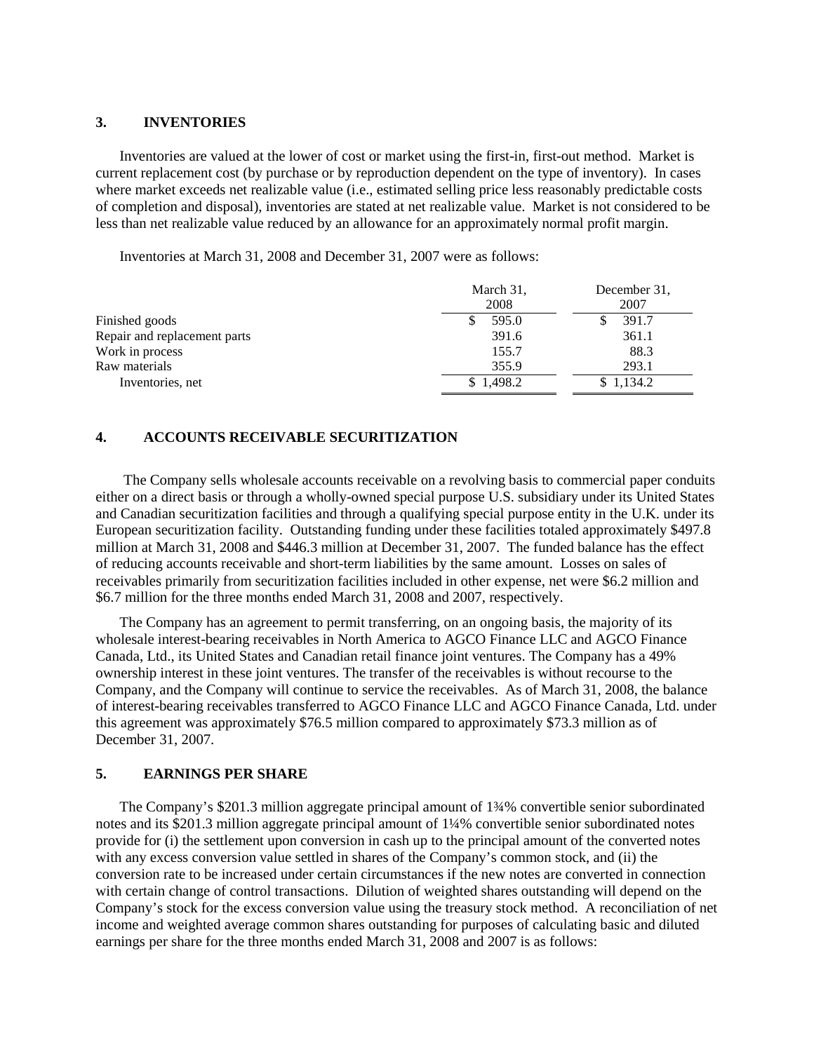## 3. INVENTORIES

Inventories are valued at the lower of cost or market using the first-in, first-out method. Market is current replacement cost (by purchase or by reproduction dependent on the type of inventory). In cases where market exceeds net realizable value (i.e., estimated selling price less reasonably predictable costs of completion and disposal), inventories are stated at net realizable value. Market is not considered to be less than net realizable value reduced by an allowance for an approximately normal profit margin.

Inventories at March 31, 2008 and December 31, 2007 were as follows:

| | March 31, 2008 | December 31, 2007 |
|---|---|---|
| Finished goods | $ 595.0 | $ 391.7 |
| Repair and replacement parts | 391.6 | 361.1 |
| Work in process | 155.7 | 88.3 |
| Raw materials | 355.9 | 293.1 |
| Inventories, net | $ 1,498.2 | $ 1,134.2 |

## 4. ACCOUNTS RECEIVABLE SECURITIZATION

The Company sells wholesale accounts receivable on a revolving basis to commercial paper conduits either on a direct basis or through a wholly-owned special purpose U.S. subsidiary under its United States and Canadian securitization facilities and through a qualifying special purpose entity in the U.K. under its European securitization facility. Outstanding funding under these facilities totaled approximately $497.8 million at March 31, 2008 and $446.3 million at December 31, 2007. The funded balance has the effect of reducing accounts receivable and short-term liabilities by the same amount. Losses on sales of receivables primarily from securitization facilities included in other expense, net were $6.2 million and $6.7 million for the three months ended March 31, 2008 and 2007, respectively.

The Company has an agreement to permit transferring, on an ongoing basis, the majority of its wholesale interest-bearing receivables in North America to AGCO Finance LLC and AGCO Finance Canada, Ltd., its United States and Canadian retail finance joint ventures. The Company has a 49% ownership interest in these joint ventures. The transfer of the receivables is without recourse to the Company, and the Company will continue to service the receivables. As of March 31, 2008, the balance of interest-bearing receivables transferred to AGCO Finance LLC and AGCO Finance Canada, Ltd. under this agreement was approximately $76.5 million compared to approximately $73.3 million as of December 31, 2007.

## 5. EARNINGS PER SHARE

The Company's $201.3 million aggregate principal amount of 1¾% convertible senior subordinated notes and its $201.3 million aggregate principal amount of 1¼% convertible senior subordinated notes provide for (i) the settlement upon conversion in cash up to the principal amount of the converted notes with any excess conversion value settled in shares of the Company's common stock, and (ii) the conversion rate to be increased under certain circumstances if the new notes are converted in connection with certain change of control transactions. Dilution of weighted shares outstanding will depend on the Company's stock for the excess conversion value using the treasury stock method. A reconciliation of net income and weighted average common shares outstanding for purposes of calculating basic and diluted earnings per share for the three months ended March 31, 2008 and 2007 is as follows: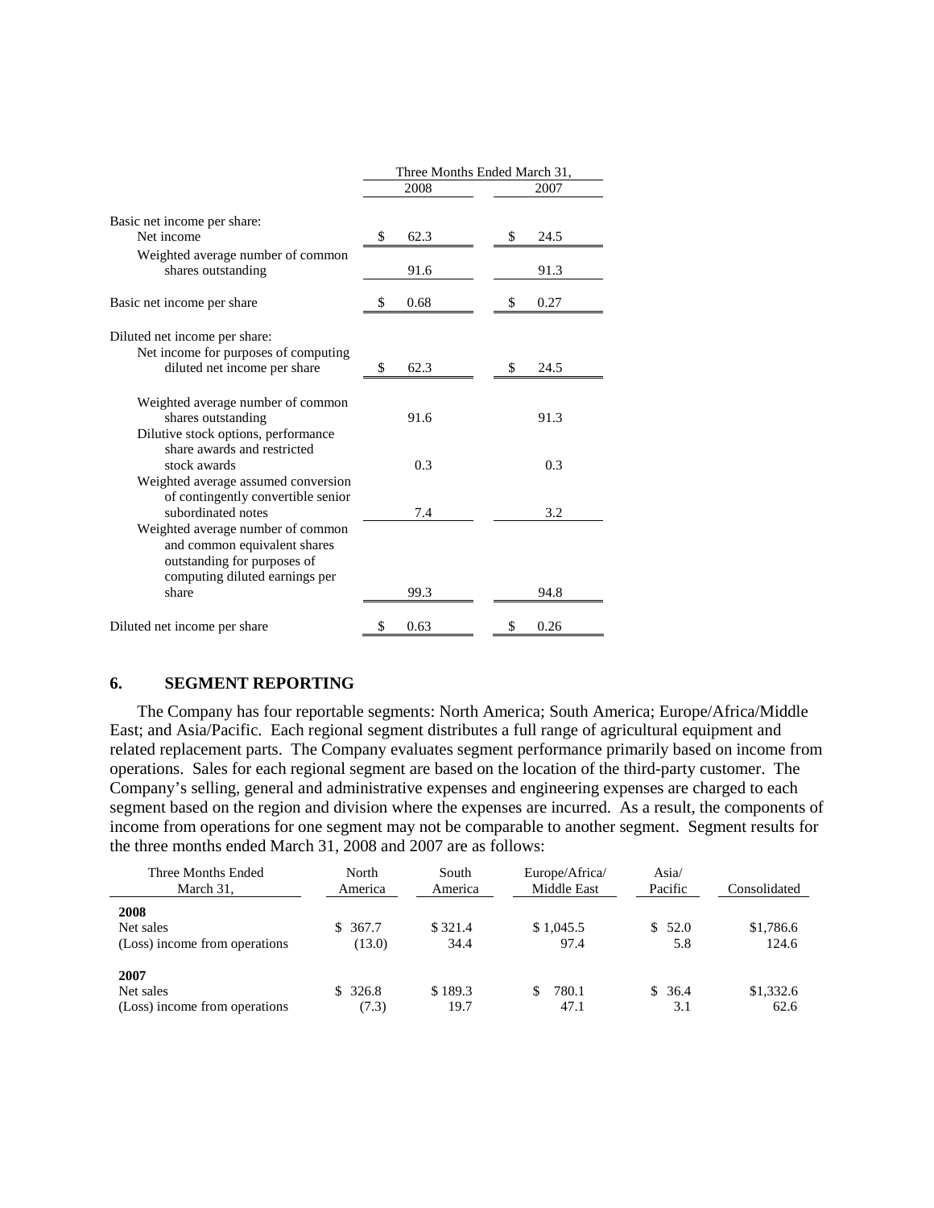| | Three Months Ended March 31, | |
|---|---|---|
| | 2008 | 2007 |
| Basic net income per share: | | |
| Net income | $ 62.3 | $ 24.5 |
| Weighted average number of common shares outstanding | 91.6 | 91.3 |
| Basic net income per share | $ 0.68 | $ 0.27 |
| Diluted net income per share: | | |
| Net income for purposes of computing diluted net income per share | $ 62.3 | $ 24.5 |
| Weighted average number of common shares outstanding | 91.6 | 91.3 |
| Dilutive stock options, performance share awards and restricted stock awards | 0.3 | 0.3 |
| Weighted average assumed conversion of contingently convertible senior subordinated notes | 7.4 | 3.2 |
| Weighted average number of common and common equivalent shares outstanding for purposes of computing diluted earnings per share | 99.3 | 94.8 |
| Diluted net income per share | $ 0.63 | $ 0.26 |

## 6. SEGMENT REPORTING

The Company has four reportable segments: North America; South America; Europe/Africa/Middle East; and Asia/Pacific. Each regional segment distributes a full range of agricultural equipment and related replacement parts. The Company evaluates segment performance primarily based on income from operations. Sales for each regional segment are based on the location of the third-party customer. The Company's selling, general and administrative expenses and engineering expenses are charged to each segment based on the region and division where the expenses are incurred. As a result, the components of income from operations for one segment may not be comparable to another segment. Segment results for the three months ended March 31, 2008 and 2007 are as follows:

| Three Months Ended March 31, | North America | South America | Europe/Africa/ Middle East | Asia/ Pacific | Consolidated |
|---|---|---|---|---|---|
| **2008** | | | | | |
| Net sales | $ 367.7 | $ 321.4 | $ 1,045.5 | $ 52.0 | $1,786.6 |
| (Loss) income from operations | (13.0) | 34.4 | 97.4 | 5.8 | 124.6 |
| **2007** | | | | | |
| Net sales | $ 326.8 | $ 189.3 | $ 780.1 | $ 36.4 | $1,332.6 |
| (Loss) income from operations | (7.3) | 19.7 | 47.1 | 3.1 | 62.6 |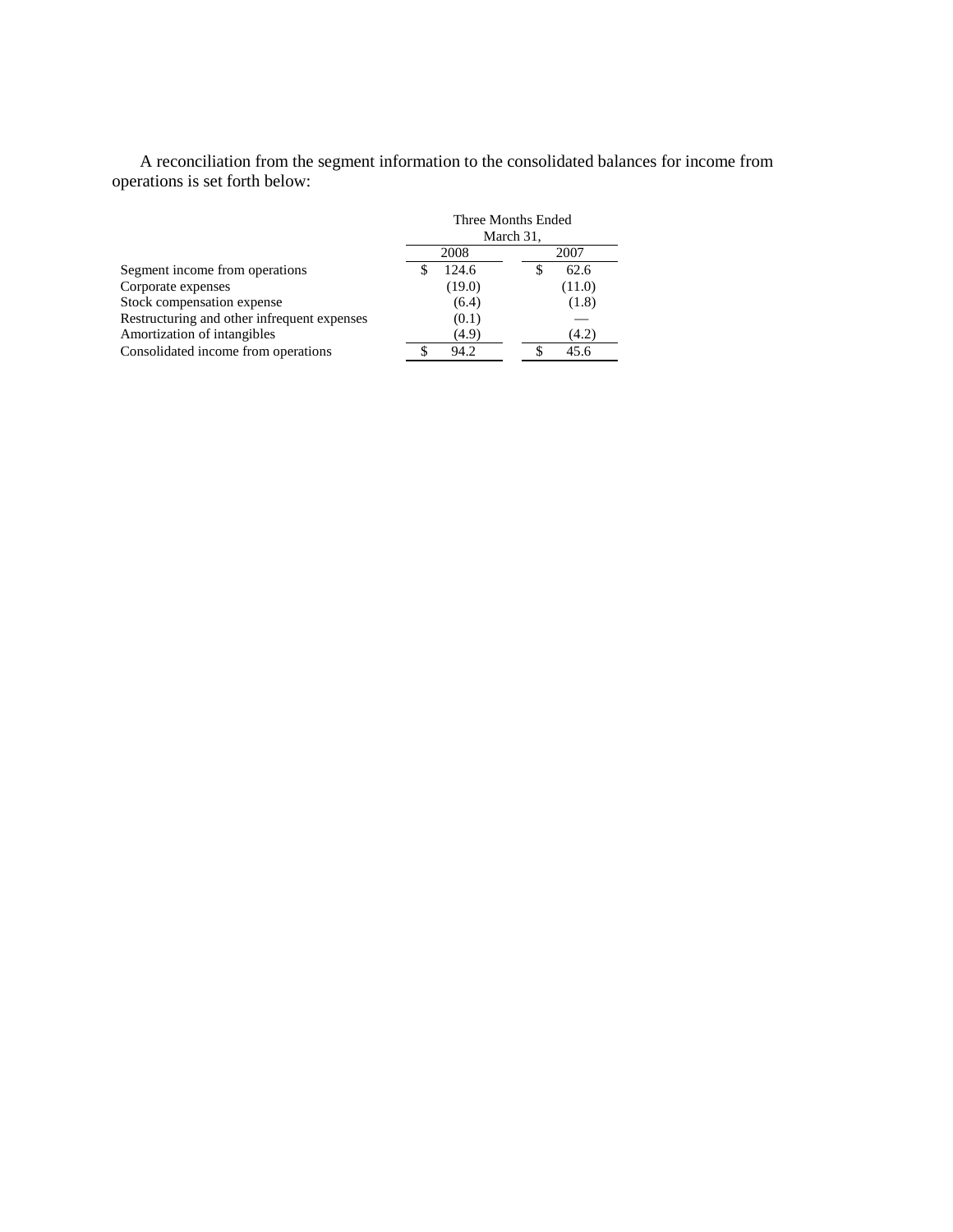A reconciliation from the segment information to the consolidated balances for income from operations is set forth below:

| | Three Months Ended March 31, | |
|---|---|---|
| | 2008 | 2007 |
| Segment income from operations | $ 124.6 | $ 62.6 |
| Corporate expenses | (19.0) | (11.0) |
| Stock compensation expense | (6.4) | (1.8) |
| Restructuring and other infrequent expenses | (0.1) | — |
| Amortization of intangibles | (4.9) | (4.2) |
| Consolidated income from operations | $ 94.2 | $ 45.6 |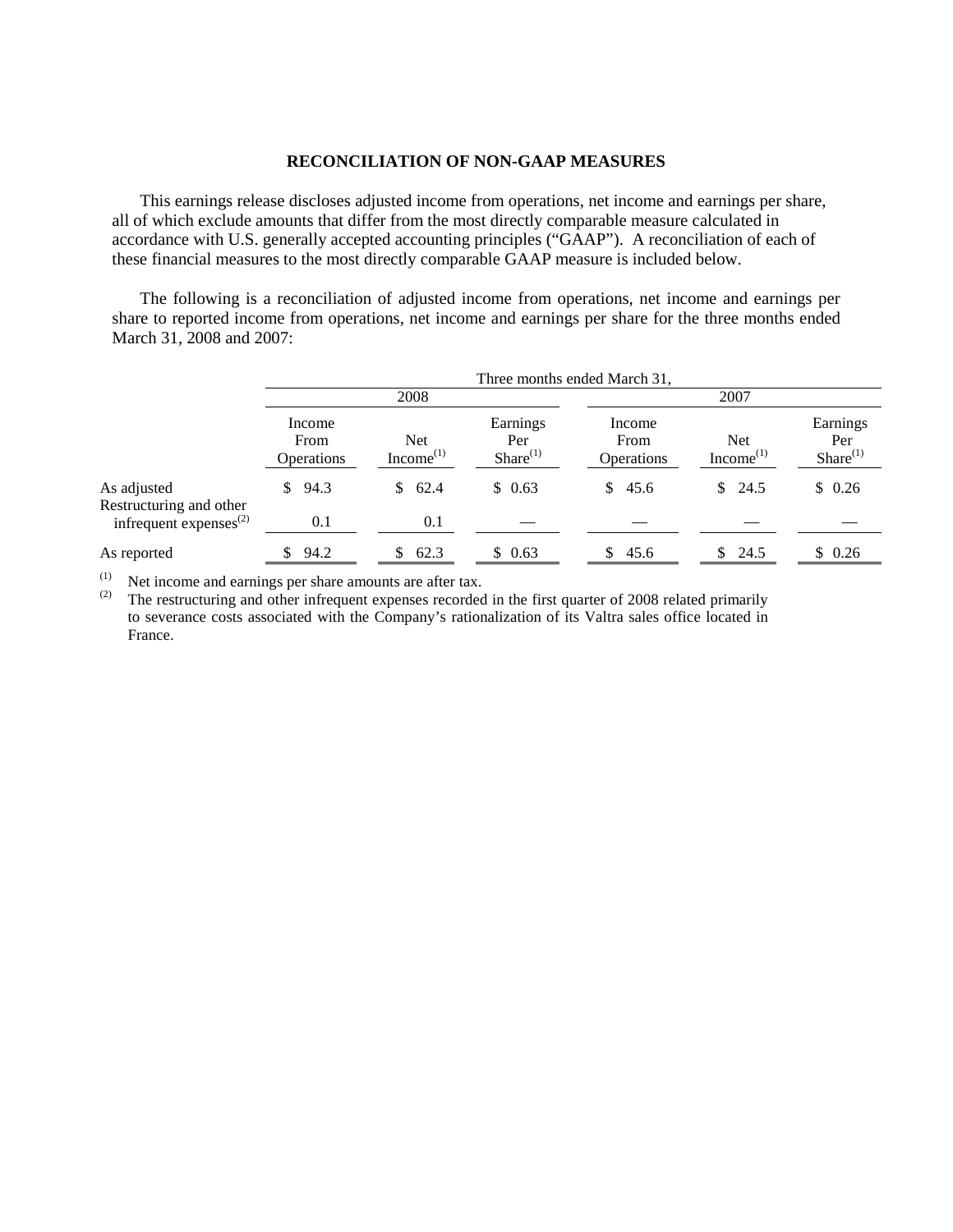## RECONCILIATION OF NON-GAAP MEASURES

This earnings release discloses adjusted income from operations, net income and earnings per share, all of which exclude amounts that differ from the most directly comparable measure calculated in accordance with U.S. generally accepted accounting principles ("GAAP"). A reconciliation of each of these financial measures to the most directly comparable GAAP measure is included below.

The following is a reconciliation of adjusted income from operations, net income and earnings per share to reported income from operations, net income and earnings per share for the three months ended March 31, 2008 and 2007:

| | Three months ended March 31, | | | | | |
|---|---|---|---|---|---|---|
| | 2008 | | | 2007 | | |
| | Income From Operations | Net Income[(1)] | Earnings Per Share[(1)] | Income From Operations | Net Income[(1)] | Earnings Per Share[(1)] |
| As adjusted | $ 94.3 | $ 62.4 | $ 0.63 | $ 45.6 | $ 24.5 | $ 0.26 |
| Restructuring and other infrequent expenses[(2)] | 0.1 | 0.1 | — | — | — | — |
| As reported | $ 94.2 | $ 62.3 | $ 0.63 | $ 45.6 | $ 24.5 | $ 0.26 |

(1) Net income and earnings per share amounts are after tax.

(2) The restructuring and other infrequent expenses recorded in the first quarter of 2008 related primarily to severance costs associated with the Company's rationalization of its Valtra sales office located in France.